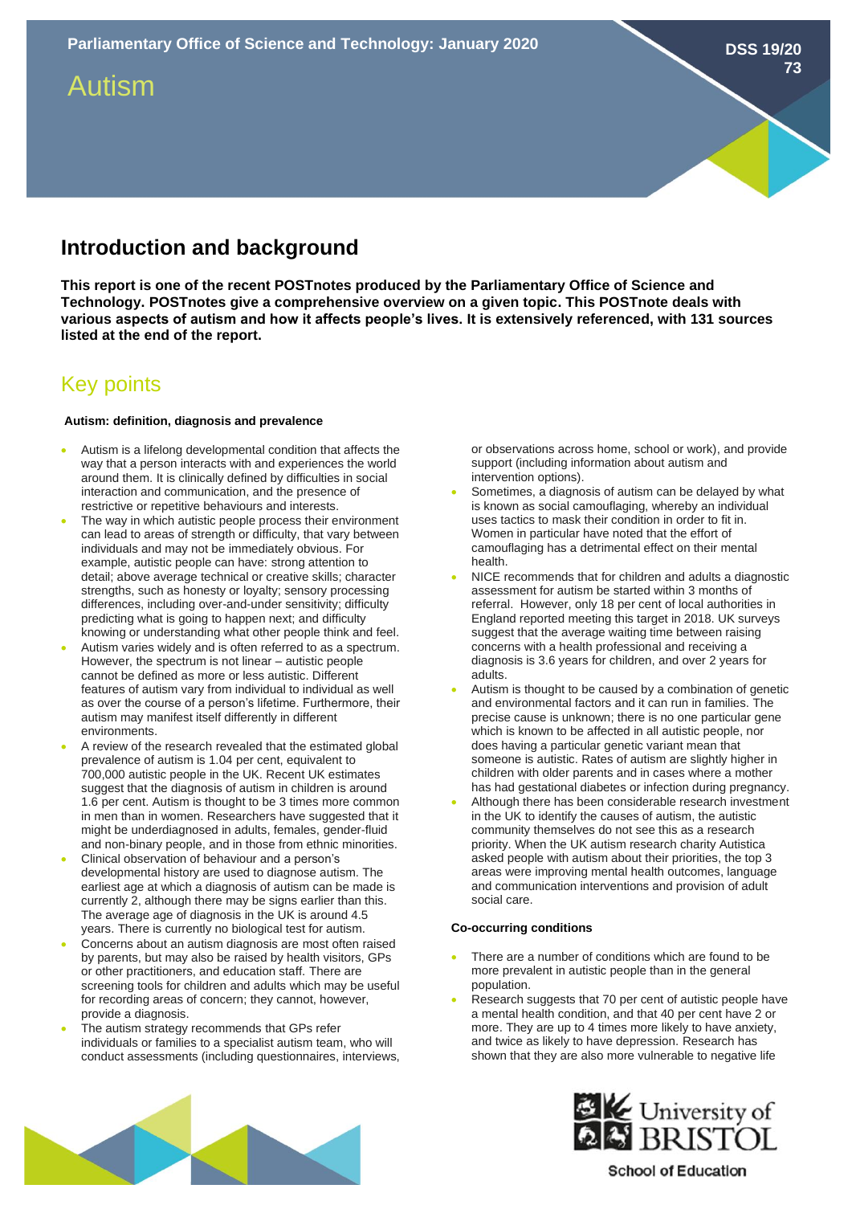Parliamentary Office of Science and Technology: January 2020

DSS 19/20 73

# Autism

## Introduction and background

**This report is one of the recent POSTnotes produced by the Parliamentary Office of Science and Technology. POSTnotes give a comprehensive overview on a given topic. This POSTnote deals with various aspects of autism and how it affects people's lives. It is extensively referenced, with 131 sources listed at the end of the report.**

## Key points

#### Autism: definition, diagnosis and prevalence

- Autism is a lifelong developmental condition that affects the way that a person interacts with and experiences the world around them. It is clinically defined by difficulties in social interaction and communication, and the presence of restrictive or repetitive behaviours and interests.
- The way in which autistic people process their environment can lead to areas of strength or difficulty, that vary between individuals and may not be immediately obvious. For example, autistic people can have: strong attention to detail; above average technical or creative skills; character strengths, such as honesty or loyalty; sensory processing differences, including over-and-under sensitivity; difficulty predicting what is going to happen next; and difficulty knowing or understanding what other people think and feel.
- Autism varies widely and is often referred to as a spectrum. However, the spectrum is not linear – autistic people cannot be defined as more or less autistic. Different features of autism vary from individual to individual as well as over the course of a person's lifetime. Furthermore, their autism may manifest itself differently in different environments.
- A review of the research revealed that the estimated global prevalence of autism is 1.04 per cent, equivalent to 700,000 autistic people in the UK. Recent UK estimates suggest that the diagnosis of autism in children is around 1.6 per cent. Autism is thought to be 3 times more common in men than in women. Researchers have suggested that it might be underdiagnosed in adults, females, gender-fluid and non-binary people, and in those from ethnic minorities.
- Clinical observation of behaviour and a person's developmental history are used to diagnose autism. The earliest age at which a diagnosis of autism can be made is currently 2, although there may be signs earlier than this. The average age of diagnosis in the UK is around 4.5 years. There is currently no biological test for autism.
- Concerns about an autism diagnosis are most often raised by parents, but may also be raised by health visitors, GPs or other practitioners, and education staff. There are screening tools for children and adults which may be useful for recording areas of concern; they cannot, however, provide a diagnosis.
- The autism strategy recommends that GPs refer individuals or families to a specialist autism team, who will conduct assessments (including questionnaires, interviews, or observations across home, school or work), and provide support (including information about autism and intervention options).
- Sometimes, a diagnosis of autism can be delayed by what is known as social camouflaging, whereby an individual uses tactics to mask their condition in order to fit in. Women in particular have noted that the effort of camouflaging has a detrimental effect on their mental health.
- NICE recommends that for children and adults a diagnostic assessment for autism be started within 3 months of referral. However, only 18 per cent of local authorities in England reported meeting this target in 2018. UK surveys suggest that the average waiting time between raising concerns with a health professional and receiving a diagnosis is 3.6 years for children, and over 2 years for adults.
- Autism is thought to be caused by a combination of genetic and environmental factors and it can run in families. The precise cause is unknown; there is no one particular gene which is known to be affected in all autistic people, nor does having a particular genetic variant mean that someone is autistic. Rates of autism are slightly higher in children with older parents and in cases where a mother has had gestational diabetes or infection during pregnancy.
- Although there has been considerable research investment in the UK to identify the causes of autism, the autistic community themselves do not see this as a research priority. When the UK autism research charity Autistica asked people with autism about their priorities, the top 3 areas were improving mental health outcomes, language and communication interventions and provision of adult social care.

#### Co-occurring conditions

- There are a number of conditions which are found to be more prevalent in autistic people than in the general population.
- Research suggests that 70 per cent of autistic people have a mental health condition, and that 40 per cent have 2 or more. They are up to 4 times more likely to have anxiety, and twice as likely to have depression. Research has shown that they are also more vulnerable to negative life

University of BRISTOL School of Education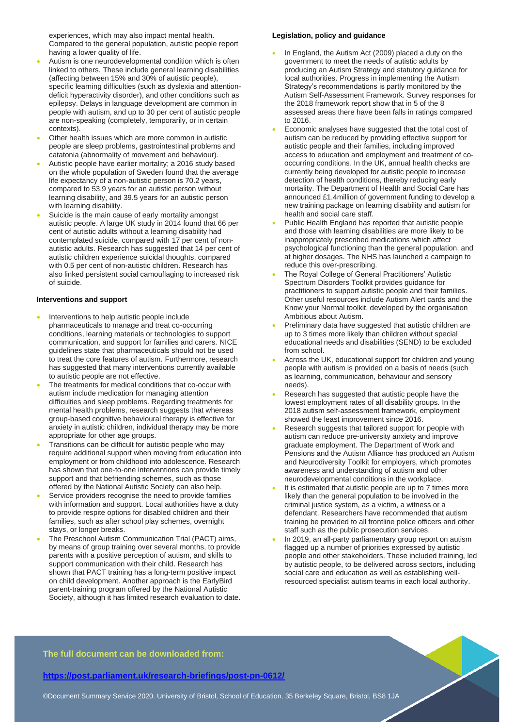experiences, which may also impact mental health. Compared to the general population, autistic people report having a lower quality of life.

- Autism is one neurodevelopmental condition which is often linked to others. These include general learning disabilities (affecting between 15% and 30% of autistic people), specific learning difficulties (such as dyslexia and attention-deficit hyperactivity disorder), and other conditions such as epilepsy. Delays in language development are common in people with autism, and up to 30 per cent of autistic people are non-speaking (completely, temporarily, or in certain contexts).
- Other health issues which are more common in autistic people are sleep problems, gastrointestinal problems and catatonia (abnormality of movement and behaviour).
- Autistic people have earlier mortality; a 2016 study based on the whole population of Sweden found that the average life expectancy of a non-autistic person is 70.2 years, compared to 53.9 years for an autistic person without learning disability, and 39.5 years for an autistic person with learning disability.
- Suicide is the main cause of early mortality amongst autistic people. A large UK study in 2014 found that 66 per cent of autistic adults without a learning disability had contemplated suicide, compared with 17 per cent of non-autistic adults. Research has suggested that 14 per cent of autistic children experience suicidal thoughts, compared with 0.5 per cent of non-autistic children. Research has also linked persistent social camouflaging to increased risk of suicide.

**Interventions and support**

- Interventions to help autistic people include pharmaceuticals to manage and treat co-occurring conditions, learning materials or technologies to support communication, and support for families and carers. NICE guidelines state that pharmaceuticals should not be used to treat the core features of autism. Furthermore, research has suggested that many interventions currently available to autistic people are not effective.
- The treatments for medical conditions that co-occur with autism include medication for managing attention difficulties and sleep problems. Regarding treatments for mental health problems, research suggests that whereas group-based cognitive behavioural therapy is effective for anxiety in autistic children, individual therapy may be more appropriate for other age groups.
- Transitions can be difficult for autistic people who may require additional support when moving from education into employment or from childhood into adolescence. Research has shown that one-to-one interventions can provide timely support and that befriending schemes, such as those offered by the National Autistic Society can also help.
- Service providers recognise the need to provide families with information and support. Local authorities have a duty to provide respite options for disabled children and their families, such as after school play schemes, overnight stays, or longer breaks.
- The Preschool Autism Communication Trial (PACT) aims, by means of group training over several months, to provide parents with a positive perception of autism, and skills to support communication with their child. Research has shown that PACT training has a long-term positive impact on child development. Another approach is the EarlyBird parent-training program offered by the National Autistic Society, although it has limited research evaluation to date.

**Legislation, policy and guidance**

- In England, the Autism Act (2009) placed a duty on the government to meet the needs of autistic adults by producing an Autism Strategy and statutory guidance for local authorities. Progress in implementing the Autism Strategy's recommendations is partly monitored by the Autism Self-Assessment Framework. Survey responses for the 2018 framework report show that in 5 of the 8 assessed areas there have been falls in ratings compared to 2016.
- Economic analyses have suggested that the total cost of autism can be reduced by providing effective support for autistic people and their families, including improved access to education and employment and treatment of co-occurring conditions. In the UK, annual health checks are currently being developed for autistic people to increase detection of health conditions, thereby reducing early mortality. The Department of Health and Social Care has announced £1.4million of government funding to develop a new training package on learning disability and autism for health and social care staff.
- Public Health England has reported that autistic people and those with learning disabilities are more likely to be inappropriately prescribed medications which affect psychological functioning than the general population, and at higher dosages. The NHS has launched a campaign to reduce this over-prescribing.
- The Royal College of General Practitioners' Autistic Spectrum Disorders Toolkit provides guidance for practitioners to support autistic people and their families. Other useful resources include Autism Alert cards and the Know your Normal toolkit, developed by the organisation Ambitious about Autism.
- Preliminary data have suggested that autistic children are up to 3 times more likely than children without special educational needs and disabilities (SEND) to be excluded from school.
- Across the UK, educational support for children and young people with autism is provided on a basis of needs (such as learning, communication, behaviour and sensory needs).
- Research has suggested that autistic people have the lowest employment rates of all disability groups. In the 2018 autism self-assessment framework, employment showed the least improvement since 2016.
- Research suggests that tailored support for people with autism can reduce pre-university anxiety and improve graduate employment. The Department of Work and Pensions and the Autism Alliance has produced an Autism and Neurodiversity Toolkit for employers, which promotes awareness and understanding of autism and other neurodevelopmental conditions in the workplace.
- It is estimated that autistic people are up to 7 times more likely than the general population to be involved in the criminal justice system, as a victim, a witness or a defendant. Researchers have recommended that autism training be provided to all frontline police officers and other staff such as the public prosecution services.
- In 2019, an all-party parliamentary group report on autism flagged up a number of priorities expressed by autistic people and other stakeholders. These included training, led by autistic people, to be delivered across sectors, including social care and education as well as establishing well-resourced specialist autism teams in each local authority.

**The full document can be downloaded from:**

**https://post.parliament.uk/research-briefings/post-pn-0612/**

©Document Summary Service 2020. University of Bristol, School of Education, 35 Berkeley Square, Bristol, BS8 1JA